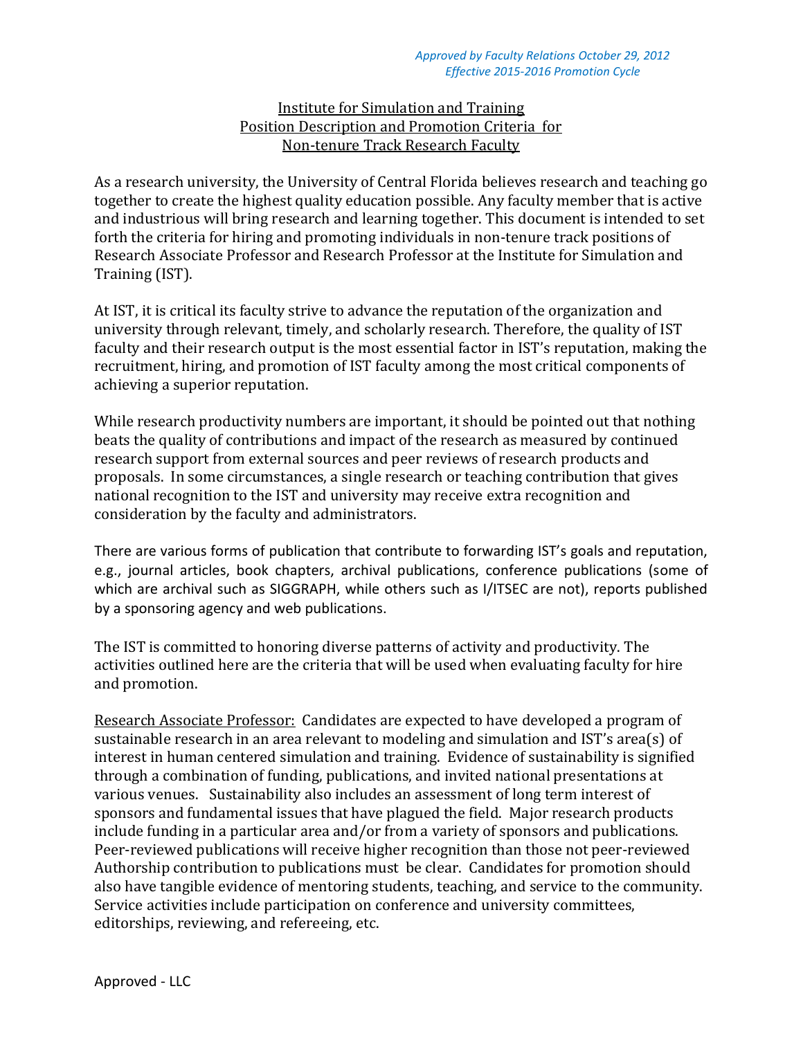*Approved by Faculty Relations October 29, 2012*
*Effective 2015-2016 Promotion Cycle*

# Institute for Simulation and Training
## Position Description and Promotion Criteria for Non-tenure Track Research Faculty

As a research university, the University of Central Florida believes research and teaching go together to create the highest quality education possible. Any faculty member that is active and industrious will bring research and learning together. This document is intended to set forth the criteria for hiring and promoting individuals in non-tenure track positions of Research Associate Professor and Research Professor at the Institute for Simulation and Training (IST).

At IST, it is critical its faculty strive to advance the reputation of the organization and university through relevant, timely, and scholarly research. Therefore, the quality of IST faculty and their research output is the most essential factor in IST's reputation, making the recruitment, hiring, and promotion of IST faculty among the most critical components of achieving a superior reputation.

While research productivity numbers are important, it should be pointed out that nothing beats the quality of contributions and impact of the research as measured by continued research support from external sources and peer reviews of research products and proposals. In some circumstances, a single research or teaching contribution that gives national recognition to the IST and university may receive extra recognition and consideration by the faculty and administrators.

There are various forms of publication that contribute to forwarding IST's goals and reputation, e.g., journal articles, book chapters, archival publications, conference publications (some of which are archival such as SIGGRAPH, while others such as I/ITSEC are not), reports published by a sponsoring agency and web publications.

The IST is committed to honoring diverse patterns of activity and productivity. The activities outlined here are the criteria that will be used when evaluating faculty for hire and promotion.

Research Associate Professor: Candidates are expected to have developed a program of sustainable research in an area relevant to modeling and simulation and IST's area(s) of interest in human centered simulation and training. Evidence of sustainability is signified through a combination of funding, publications, and invited national presentations at various venues. Sustainability also includes an assessment of long term interest of sponsors and fundamental issues that have plagued the field. Major research products include funding in a particular area and/or from a variety of sponsors and publications. Peer-reviewed publications will receive higher recognition than those not peer-reviewed Authorship contribution to publications must be clear. Candidates for promotion should also have tangible evidence of mentoring students, teaching, and service to the community. Service activities include participation on conference and university committees, editorships, reviewing, and refereeing, etc.

Approved - LLC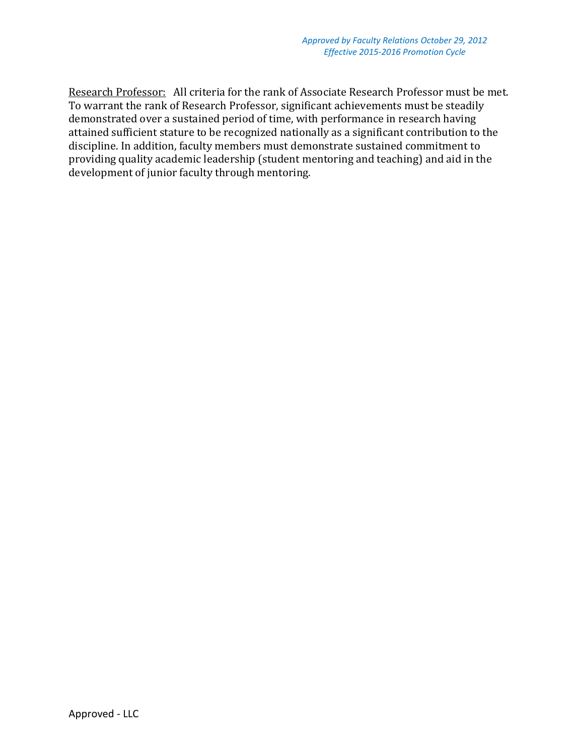Research Professor: All criteria for the rank of Associate Research Professor must be met. To warrant the rank of Research Professor, significant achievements must be steadily demonstrated over a sustained period of time, with performance in research having attained sufficient stature to be recognized nationally as a significant contribution to the discipline. In addition, faculty members must demonstrate sustained commitment to providing quality academic leadership (student mentoring and teaching) and aid in the development of junior faculty through mentoring.